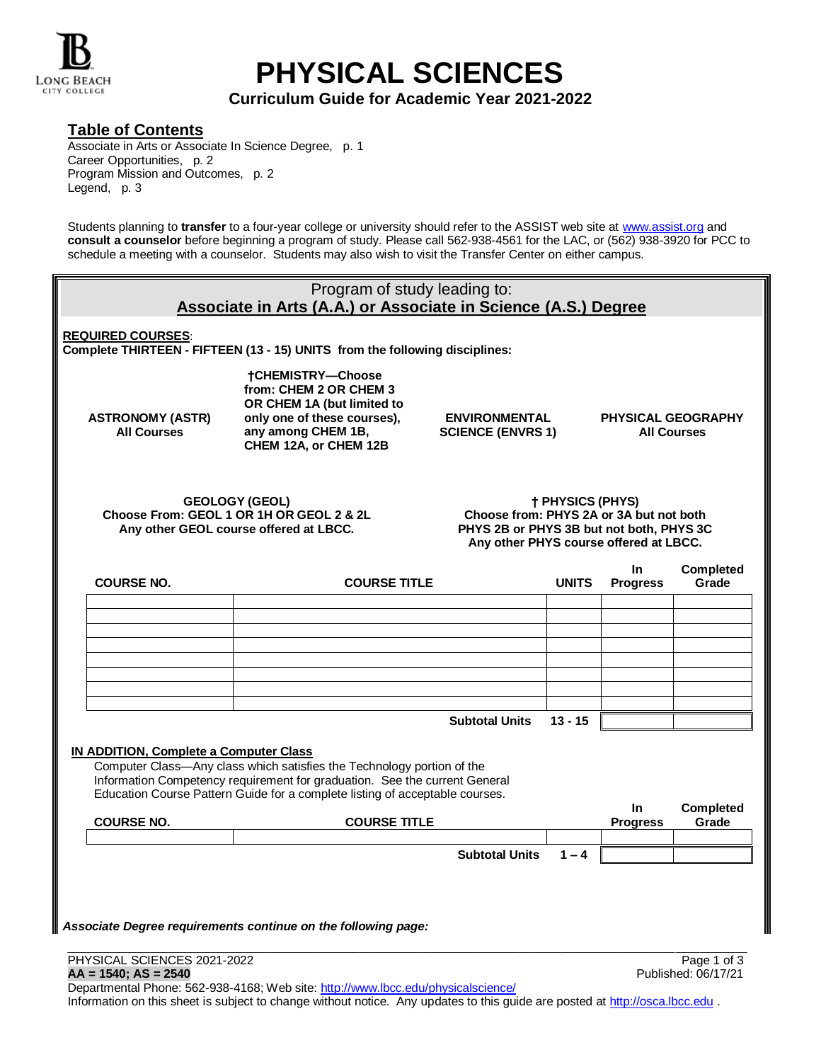# PHYSICAL SCIENCES

**Curriculum Guide for Academic Year 2021-2022**

## Table of Contents

Associate in Arts or Associate In Science Degree, p. 1
Career Opportunities, p. 2
Program Mission and Outcomes, p. 2
Legend, p. 3

Students planning to **transfer** to a four-year college or university should refer to the ASSIST web site at www.assist.org and **consult a counselor** before beginning a program of study. Please call 562-938-4561 for the LAC, or (562) 938-3920 for PCC to schedule a meeting with a counselor. Students may also wish to visit the Transfer Center on either campus.

## Program of study leading to: Associate in Arts (A.A.) or Associate in Science (A.S.) Degree

**REQUIRED COURSES**:
**Complete THIRTEEN - FIFTEEN (13 - 15) UNITS from the following disciplines:**

**ASTRONOMY (ASTR)**
**All Courses**

**†CHEMISTRY—Choose from: CHEM 2 OR CHEM 3 OR CHEM 1A (but limited to only one of these courses), any among CHEM 1B, CHEM 12A, or CHEM 12B**

**ENVIRONMENTAL SCIENCE (ENVRS 1)**

**PHYSICAL GEOGRAPHY**
**All Courses**

**GEOLOGY (GEOL)**
**Choose From: GEOL 1 OR 1H OR GEOL 2 & 2L**
**Any other GEOL course offered at LBCC.**

**† PHYSICS (PHYS)**
**Choose from: PHYS 2A or 3A but not both**
**PHYS 2B or PHYS 3B but not both, PHYS 3C**
**Any other PHYS course offered at LBCC.**

| COURSE NO. | COURSE TITLE | UNITS | In Progress | Completed Grade |
|---|---|---|---|---|
| | | | | |
| | | | | |
| | | | | |
| | | | | |
| | | | | |
| | | | | |
| | | | | |
| | | | | |
| | **Subtotal Units** | **13 - 15** | | |

**IN ADDITION, Complete a Computer Class**

Computer Class—Any class which satisfies the Technology portion of the Information Competency requirement for graduation. See the current General Education Course Pattern Guide for a complete listing of acceptable courses.

| COURSE NO. | COURSE TITLE | | In Progress | Completed Grade |
|---|---|---|---|---|
| | | | | |
| | **Subtotal Units** | **1 – 4** | | |

***Associate Degree requirements continue on the following page:***

PHYSICAL SCIENCES 2021-2022
**AA = 1540; AS = 2540**
Published: 06/17/21
Departmental Phone: 562-938-4168; Web site: http://www.lbcc.edu/physicalscience/
Information on this sheet is subject to change without notice. Any updates to this guide are posted at http://osca.lbcc.edu .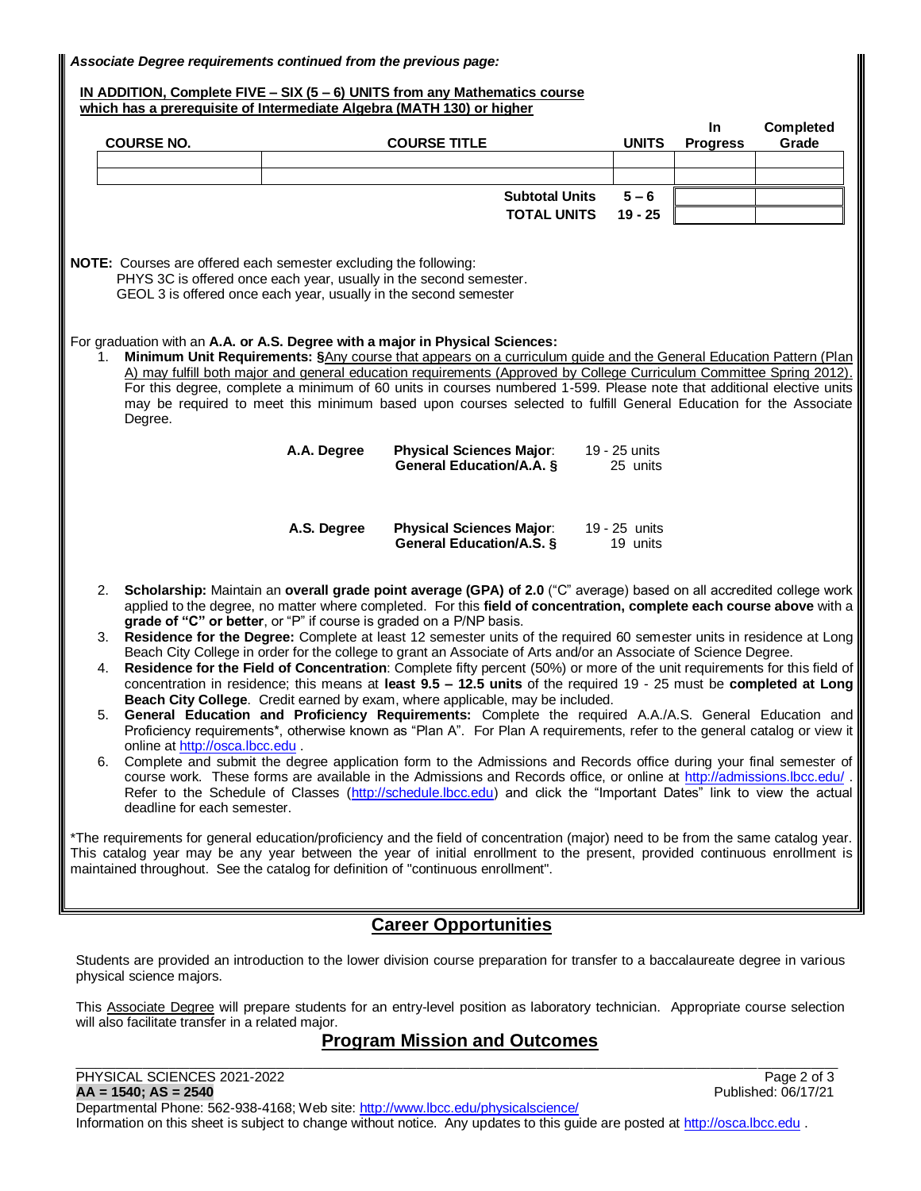***Associate Degree requirements continued from the previous page:***

**IN ADDITION, Complete FIVE – SIX (5 – 6) UNITS from any Mathematics course which has a prerequisite of Intermediate Algebra (MATH 130) or higher**

| COURSE NO. | COURSE TITLE | UNITS | In Progress | Completed Grade |
|---|---|---|---|---|
| | | | | |
| | | | | |
| | **Subtotal Units** | **5 – 6** | | |
| | **TOTAL UNITS** | **19 - 25** | | |

**NOTE:** Courses are offered each semester excluding the following:
PHYS 3C is offered once each year, usually in the second semester.
GEOL 3 is offered once each year, usually in the second semester

For graduation with an **A.A. or A.S. Degree with a major in Physical Sciences:**

1. **Minimum Unit Requirements: §**Any course that appears on a curriculum guide and the General Education Pattern (Plan A) may fulfill both major and general education requirements (Approved by College Curriculum Committee Spring 2012). For this degree, complete a minimum of 60 units in courses numbered 1-599. Please note that additional elective units may be required to meet this minimum based upon courses selected to fulfill General Education for the Associate Degree.

| | | |
|---|---|---|
| **A.A. Degree** | **Physical Sciences Major**: | 19 - 25 units |
| | **General Education/A.A. §** | 25 units |
| **A.S. Degree** | **Physical Sciences Major**: | 19 - 25 units |
| | **General Education/A.S. §** | 19 units |

2. **Scholarship:** Maintain an **overall grade point average (GPA) of 2.0** ("C" average) based on all accredited college work applied to the degree, no matter where completed. For this **field of concentration, complete each course above** with a **grade of "C" or better**, or "P" if course is graded on a P/NP basis.
3. **Residence for the Degree:** Complete at least 12 semester units of the required 60 semester units in residence at Long Beach City College in order for the college to grant an Associate of Arts and/or an Associate of Science Degree.
4. **Residence for the Field of Concentration**: Complete fifty percent (50%) or more of the unit requirements for this field of concentration in residence; this means at **least 9.5 – 12.5 units** of the required 19 - 25 must be **completed at Long Beach City College**. Credit earned by exam, where applicable, may be included.
5. **General Education and Proficiency Requirements:** Complete the required A.A./A.S. General Education and Proficiency requirements*, otherwise known as "Plan A". For Plan A requirements, refer to the general catalog or view it online at http://osca.lbcc.edu .
6. Complete and submit the degree application form to the Admissions and Records office during your final semester of course work. These forms are available in the Admissions and Records office, or online at http://admissions.lbcc.edu/ . Refer to the Schedule of Classes (http://schedule.lbcc.edu) and click the "Important Dates" link to view the actual deadline for each semester.

*The requirements for general education/proficiency and the field of concentration (major) need to be from the same catalog year. This catalog year may be any year between the year of initial enrollment to the present, provided continuous enrollment is maintained throughout. See the catalog for definition of "continuous enrollment".

## Career Opportunities

Students are provided an introduction to the lower division course preparation for transfer to a baccalaureate degree in various physical science majors.

This Associate Degree will prepare students for an entry-level position as laboratory technician. Appropriate course selection will also facilitate transfer in a related major.

## Program Mission and Outcomes

PHYSICAL SCIENCES 2021-2022
**AA = 1540; AS = 2540**
Published: 06/17/21
Departmental Phone: 562-938-4168; Web site: http://www.lbcc.edu/physicalscience/
Information on this sheet is subject to change without notice. Any updates to this guide are posted at http://osca.lbcc.edu .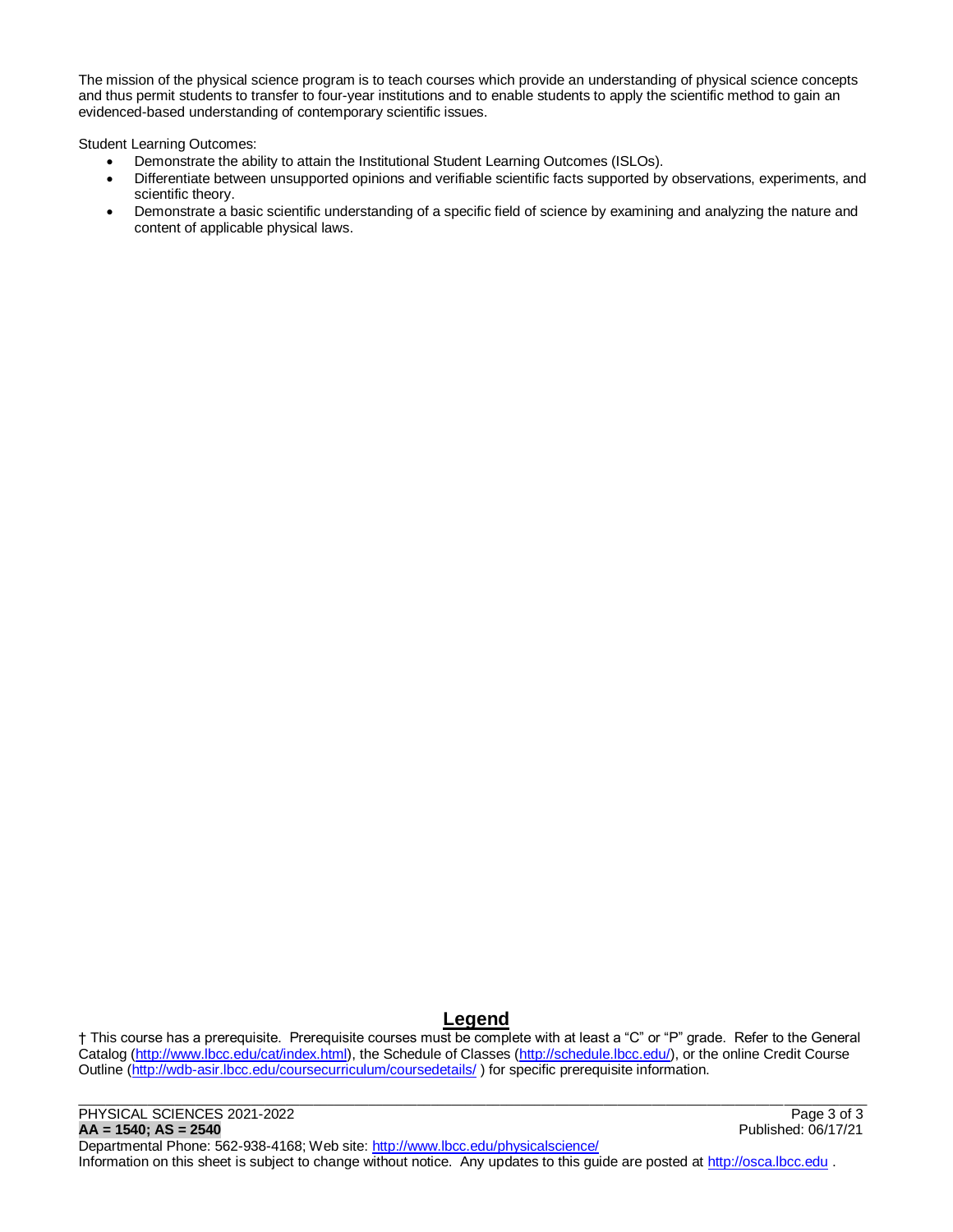The mission of the physical science program is to teach courses which provide an understanding of physical science concepts and thus permit students to transfer to four-year institutions and to enable students to apply the scientific method to gain an evidenced-based understanding of contemporary scientific issues.

Student Learning Outcomes:

- Demonstrate the ability to attain the Institutional Student Learning Outcomes (ISLOs).
- Differentiate between unsupported opinions and verifiable scientific facts supported by observations, experiments, and scientific theory.
- Demonstrate a basic scientific understanding of a specific field of science by examining and analyzing the nature and content of applicable physical laws.

## Legend

† This course has a prerequisite. Prerequisite courses must be complete with at least a "C" or "P" grade. Refer to the General Catalog (http://www.lbcc.edu/cat/index.html), the Schedule of Classes (http://schedule.lbcc.edu/), or the online Credit Course Outline (http://wdb-asir.lbcc.edu/coursecurriculum/coursedetails/ ) for specific prerequisite information.

PHYSICAL SCIENCES 2021-2022

**AA = 1540; AS = 2540**

Published: 06/17/21

Departmental Phone: 562-938-4168; Web site: http://www.lbcc.edu/physicalscience/

Information on this sheet is subject to change without notice. Any updates to this guide are posted at http://osca.lbcc.edu .